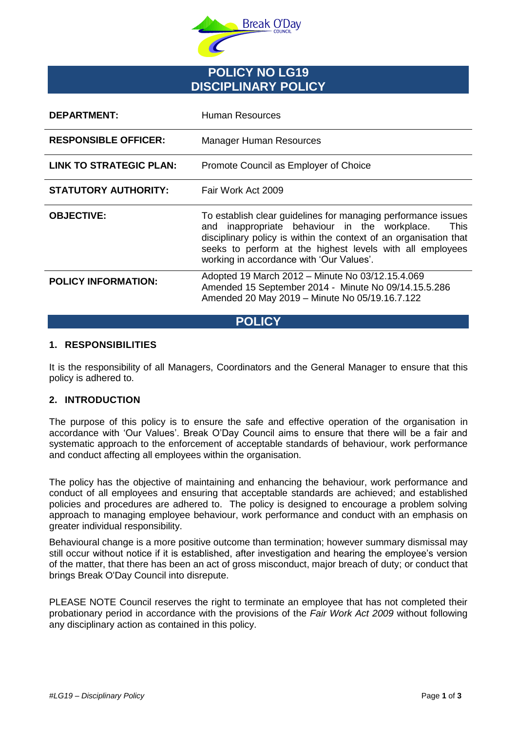# POLICY NO LG19
# DISCIPLINARY POLICY

| | |
|---|---|
| **DEPARTMENT:** | Human Resources |
| **RESPONSIBLE OFFICER:** | Manager Human Resources |
| **LINK TO STRATEGIC PLAN:** | Promote Council as Employer of Choice |
| **STATUTORY AUTHORITY:** | Fair Work Act 2009 |
| **OBJECTIVE:** | To establish clear guidelines for managing performance issues and inappropriate behaviour in the workplace. This disciplinary policy is within the context of an organisation that seeks to perform at the highest levels with all employees working in accordance with 'Our Values'. |
| **POLICY INFORMATION:** | Adopted 19 March 2012 – Minute No 03/12.15.4.069<br>Amended 15 September 2014 - Minute No 09/14.15.5.286<br>Amended 20 May 2019 – Minute No 05/19.16.7.122 |

## POLICY

### 1. RESPONSIBILITIES

It is the responsibility of all Managers, Coordinators and the General Manager to ensure that this policy is adhered to.

### 2. INTRODUCTION

The purpose of this policy is to ensure the safe and effective operation of the organisation in accordance with 'Our Values'. Break O'Day Council aims to ensure that there will be a fair and systematic approach to the enforcement of acceptable standards of behaviour, work performance and conduct affecting all employees within the organisation.

The policy has the objective of maintaining and enhancing the behaviour, work performance and conduct of all employees and ensuring that acceptable standards are achieved; and established policies and procedures are adhered to. The policy is designed to encourage a problem solving approach to managing employee behaviour, work performance and conduct with an emphasis on greater individual responsibility.

Behavioural change is a more positive outcome than termination; however summary dismissal may still occur without notice if it is established, after investigation and hearing the employee's version of the matter, that there has been an act of gross misconduct, major breach of duty; or conduct that brings Break O'Day Council into disrepute.

PLEASE NOTE Council reserves the right to terminate an employee that has not completed their probationary period in accordance with the provisions of the *Fair Work Act 2009* without following any disciplinary action as contained in this policy.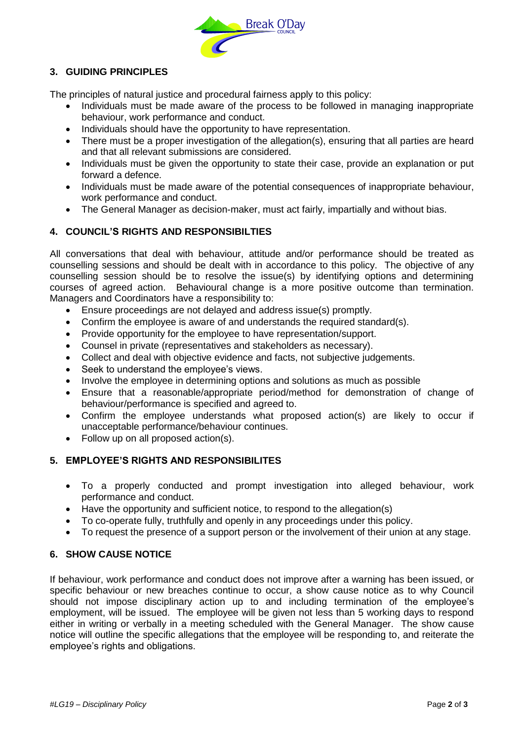## 3. GUIDING PRINCIPLES

The principles of natural justice and procedural fairness apply to this policy:

- Individuals must be made aware of the process to be followed in managing inappropriate behaviour, work performance and conduct.
- Individuals should have the opportunity to have representation.
- There must be a proper investigation of the allegation(s), ensuring that all parties are heard and that all relevant submissions are considered.
- Individuals must be given the opportunity to state their case, provide an explanation or put forward a defence.
- Individuals must be made aware of the potential consequences of inappropriate behaviour, work performance and conduct.
- The General Manager as decision-maker, must act fairly, impartially and without bias.

## 4. COUNCIL'S RIGHTS AND RESPONSIBILTIES

All conversations that deal with behaviour, attitude and/or performance should be treated as counselling sessions and should be dealt with in accordance to this policy. The objective of any counselling session should be to resolve the issue(s) by identifying options and determining courses of agreed action. Behavioural change is a more positive outcome than termination. Managers and Coordinators have a responsibility to:

- Ensure proceedings are not delayed and address issue(s) promptly.
- Confirm the employee is aware of and understands the required standard(s).
- Provide opportunity for the employee to have representation/support.
- Counsel in private (representatives and stakeholders as necessary).
- Collect and deal with objective evidence and facts, not subjective judgements.
- Seek to understand the employee's views.
- Involve the employee in determining options and solutions as much as possible
- Ensure that a reasonable/appropriate period/method for demonstration of change of behaviour/performance is specified and agreed to.
- Confirm the employee understands what proposed action(s) are likely to occur if unacceptable performance/behaviour continues.
- Follow up on all proposed action(s).

## 5. EMPLOYEE'S RIGHTS AND RESPONSIBILITES

- To a properly conducted and prompt investigation into alleged behaviour, work performance and conduct.
- Have the opportunity and sufficient notice, to respond to the allegation(s)
- To co-operate fully, truthfully and openly in any proceedings under this policy.
- To request the presence of a support person or the involvement of their union at any stage.

## 6. SHOW CAUSE NOTICE

If behaviour, work performance and conduct does not improve after a warning has been issued, or specific behaviour or new breaches continue to occur, a show cause notice as to why Council should not impose disciplinary action up to and including termination of the employee's employment, will be issued. The employee will be given not less than 5 working days to respond either in writing or verbally in a meeting scheduled with the General Manager. The show cause notice will outline the specific allegations that the employee will be responding to, and reiterate the employee's rights and obligations.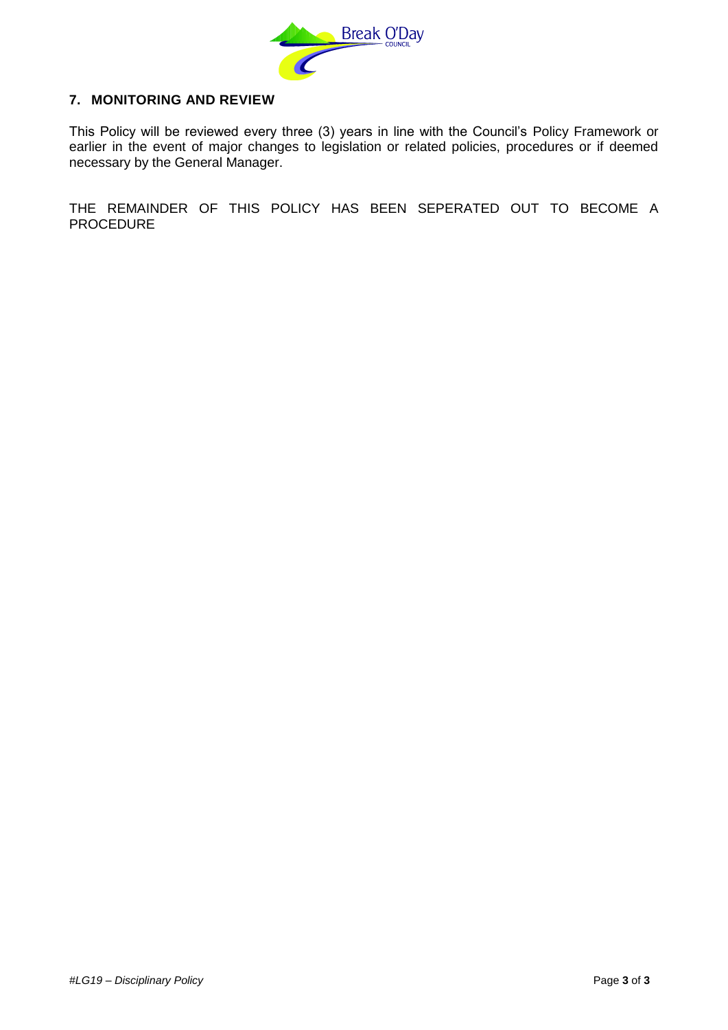## 7. MONITORING AND REVIEW

This Policy will be reviewed every three (3) years in line with the Council's Policy Framework or earlier in the event of major changes to legislation or related policies, procedures or if deemed necessary by the General Manager.

THE REMAINDER OF THIS POLICY HAS BEEN SEPERATED OUT TO BECOME A PROCEDURE